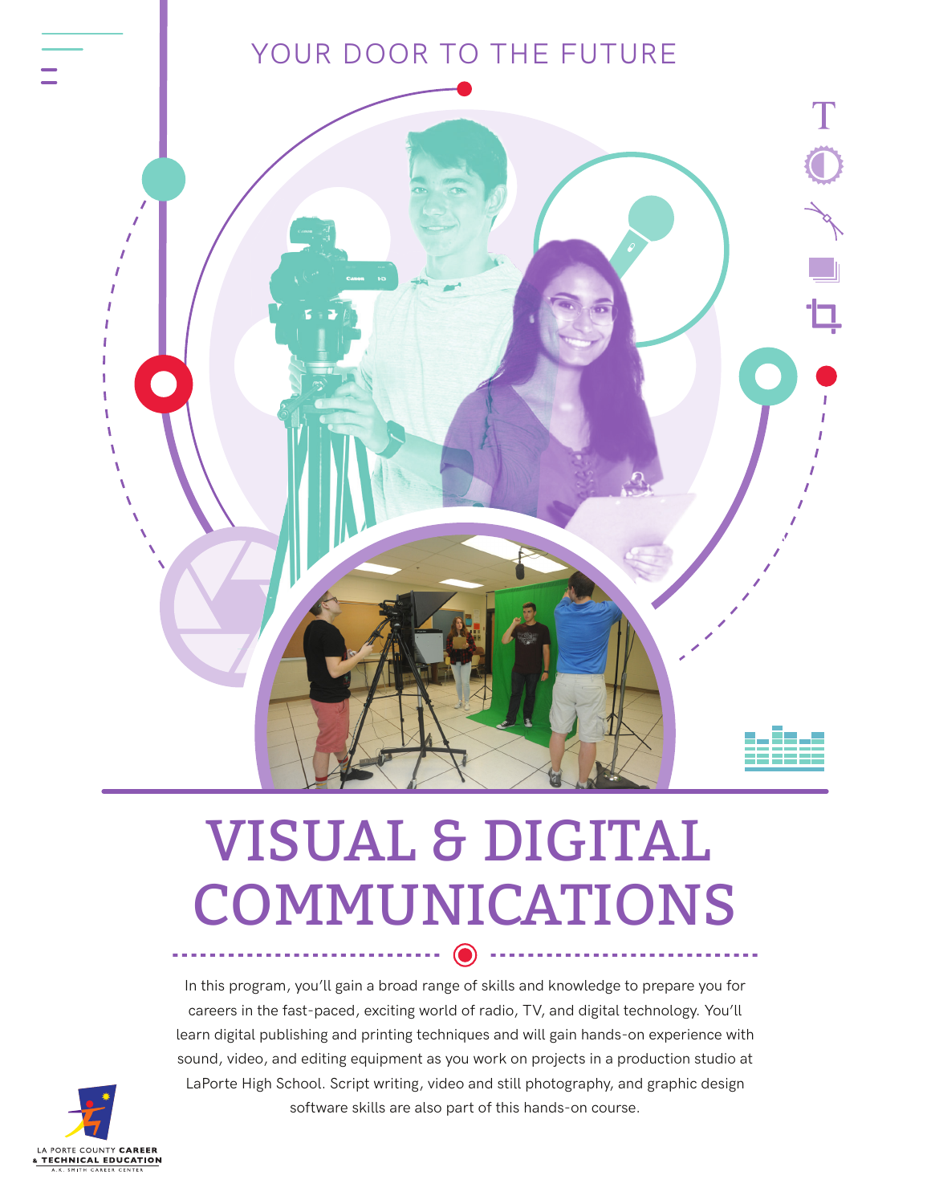YOUR DOOR TO THE FUTURE

# VISUAL & DIGITAL COMMUNICATIONS

In this program, you'll gain a broad range of skills and knowledge to prepare you for careers in the fast-paced, exciting world of radio, TV, and digital technology. You'll learn digital publishing and printing techniques and will gain hands-on experience with sound, video, and editing equipment as you work on projects in a production studio at LaPorte High School. Script writing, video and still photography, and graphic design software skills are also part of this hands-on course.

LA PORTE COUNTY **CAREER & TECHNICAL EDUCATION**
A.K. SMITH CAREER CENTER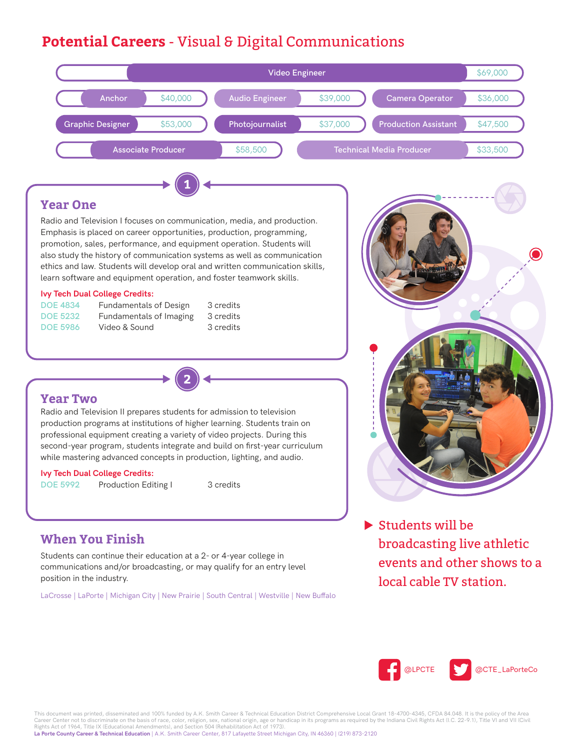# **Potential Careers** - Visual & Digital Communications

| Career | Salary |
|---|---|
| Video Engineer | $69,000 |
| Anchor | $40,000 |
| Audio Engineer | $39,000 |
| Camera Operator | $36,000 |
| Graphic Designer | $53,000 |
| Photojournalist | $37,000 |
| Production Assistant | $47,500 |
| Associate Producer | $58,500 |
| Technical Media Producer | $33,500 |

1

## Year One

Radio and Television I focuses on communication, media, and production. Emphasis is placed on career opportunities, production, programming, promotion, sales, performance, and equipment operation. Students will also study the history of communication systems as well as communication ethics and law. Students will develop oral and written communication skills, learn software and equipment operation, and foster teamwork skills.

**Ivy Tech Dual College Credits:**

| | | |
|---|---|---|
| DOE 4834 | Fundamentals of Design | 3 credits |
| DOE 5232 | Fundamentals of Imaging | 3 credits |
| DOE 5986 | Video & Sound | 3 credits |

2

## Year Two

Radio and Television II prepares students for admission to television production programs at institutions of higher learning. Students train on professional equipment creating a variety of video projects. During this second-year program, students integrate and build on first-year curriculum while mastering advanced concepts in production, lighting, and audio.

**Ivy Tech Dual College Credits:**

| | | |
|---|---|---|
| DOE 5992 | Production Editing I | 3 credits |

## When You Finish

Students can continue their education at a 2- or 4-year college in communications and/or broadcasting, or may qualify for an entry level position in the industry.

LaCrosse | LaPorte | Michigan City | New Prairie | South Central | Westville | New Buffalo

▶ Students will be broadcasting live athletic events and other shows to a local cable TV station.

@LPCTE @CTE_LaPorteCo

This document was printed, disseminated and 100% funded by A.K. Smith Career & Technical Education District Comprehensive Local Grant 18-4700-4345, CFDA 84.048. It is the policy of the Area Career Center not to discriminate on the basis of race, color, religion, sex, national origin, age or handicap in its programs as required by the Indiana Civil Rights Act (I.C. 22-9.1), Title VI and VII (Civil Rights Act of 1964, Title IX (Educational Amendments), and Section 504 (Rehabilitation Act of 1973).

**La Porte County Career & Technical Education** | A.K. Smith Career Center, 817 Lafayette Street Michigan City, IN 46360 | (219) 873-2120